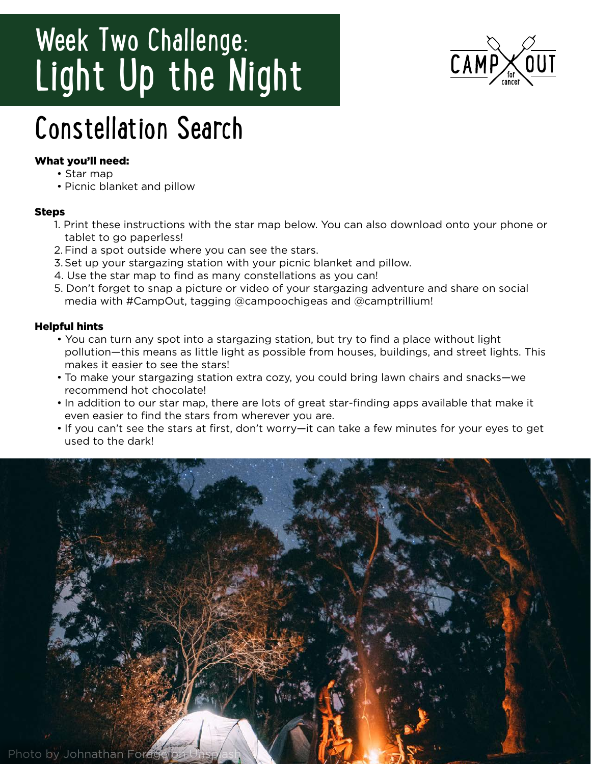# Week Two Challenge: Light Up the Night

CAMP OUT for cancer

## Constellation Search

**What you'll need:**

- Star map
- Picnic blanket and pillow

**Steps**

1. Print these instructions with the star map below. You can also download onto your phone or tablet to go paperless!
2. Find a spot outside where you can see the stars.
3. Set up your stargazing station with your picnic blanket and pillow.
4. Use the star map to find as many constellations as you can!
5. Don't forget to snap a picture or video of your stargazing adventure and share on social media with #CampOut, tagging @campoochigeas and @camptrillium!

**Helpful hints**

- You can turn any spot into a stargazing station, but try to find a place without light pollution—this means as little light as possible from houses, buildings, and street lights. This makes it easier to see the stars!
- To make your stargazing station extra cozy, you could bring lawn chairs and snacks—we recommend hot chocolate!
- In addition to our star map, there are lots of great star-finding apps available that make it even easier to find the stars from wherever you are.
- If you can't see the stars at first, don't worry—it can take a few minutes for your eyes to get used to the dark!

Photo by Johnathan Forage on Unsplash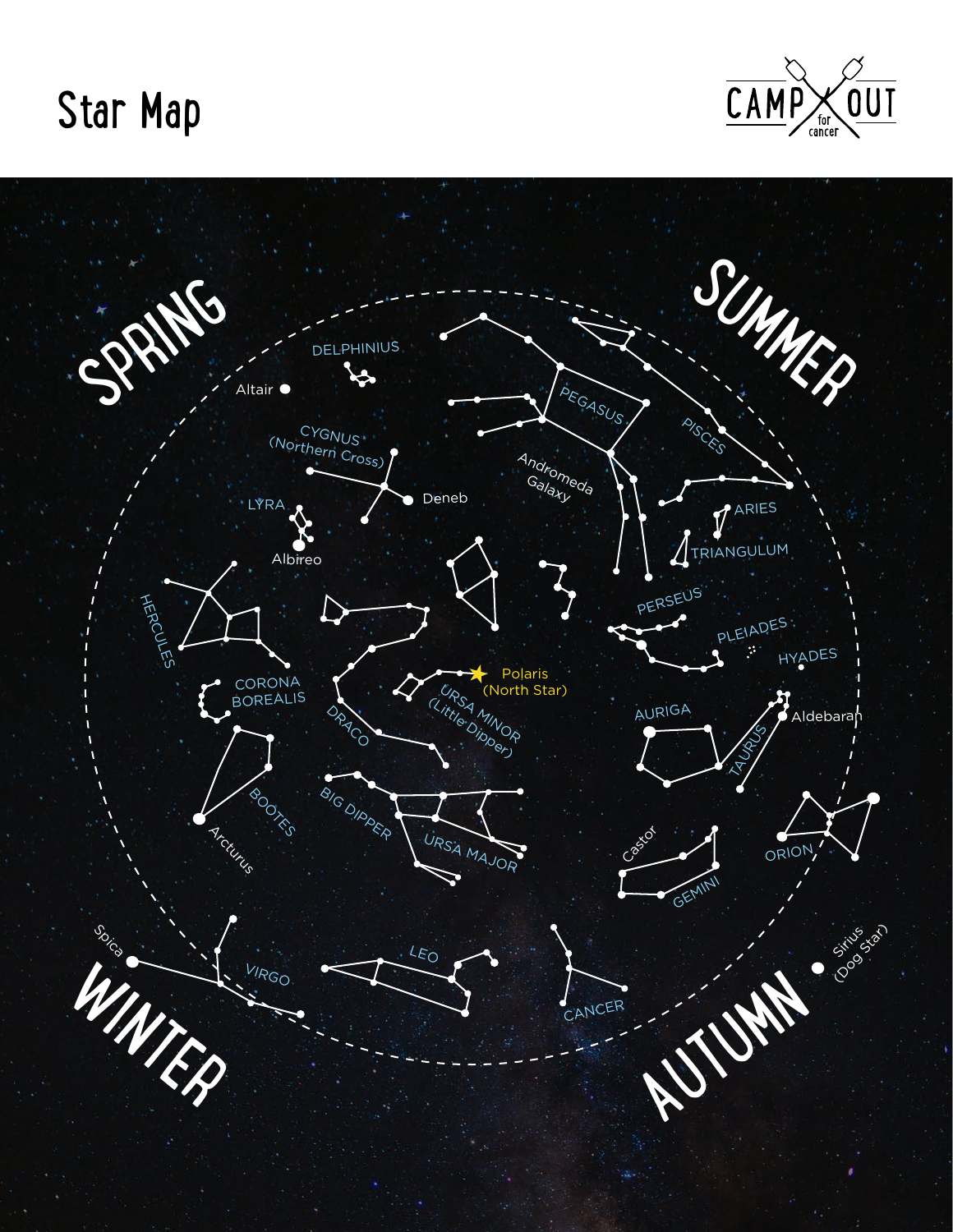# Star Map

CAMP OUT for cancer

SPRING

SUMMER

WINTER

AUTUMN

DELPHINIUS

Altair

CYGNUS (Northern Cross)

Deneb

LYRA

Albireo

HERCULES

CORONA BOREALIS

BOOTES

Arcturus

DRACO

BIG DIPPER

URSA MAJOR

URSA MINOR (Little Dipper)

Polaris (North Star)

PEGASUS

Andromeda Galaxy

PISCES

ARIES

TRIANGULUM

PERSEUS

PLEIADES

HYADES

AURIGA

TAURUS

Aldebaran

Castor

GEMINI

ORION

Sirius (Dog Star)

Spica

VIRGO

LEO

CANCER